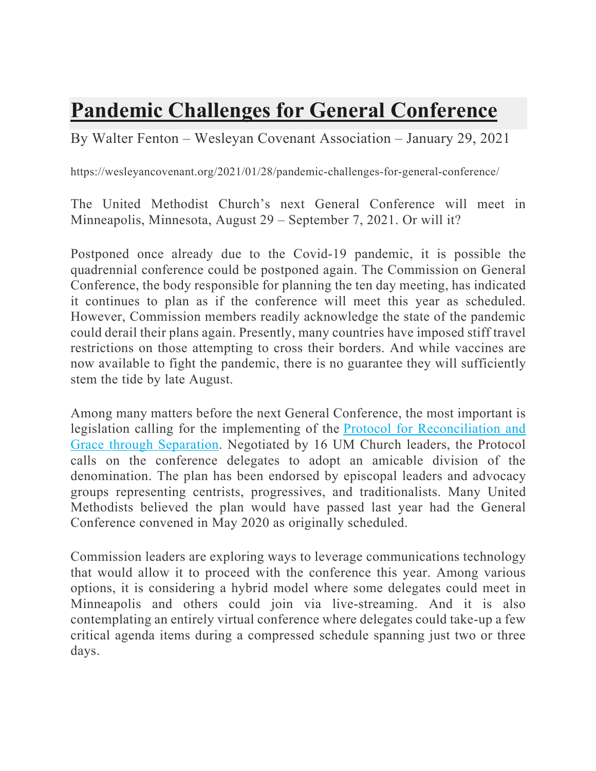# Pandemic Challenges for General Conference

By Walter Fenton – Wesleyan Covenant Association – January 29, 2021

https://wesleyancovenant.org/2021/01/28/pandemic-challenges-for-general-conference/

The United Methodist Church's next General Conference will meet in Minneapolis, Minnesota, August 29 – September 7, 2021. Or will it?

Postponed once already due to the Covid-19 pandemic, it is possible the quadrennial conference could be postponed again. The Commission on General Conference, the body responsible for planning the ten day meeting, has indicated it continues to plan as if the conference will meet this year as scheduled. However, Commission members readily acknowledge the state of the pandemic could derail their plans again. Presently, many countries have imposed stiff travel restrictions on those attempting to cross their borders. And while vaccines are now available to fight the pandemic, there is no guarantee they will sufficiently stem the tide by late August.

Among many matters before the next General Conference, the most important is legislation calling for the implementing of the Protocol for Reconciliation and Grace through Separation. Negotiated by 16 UM Church leaders, the Protocol calls on the conference delegates to adopt an amicable division of the denomination. The plan has been endorsed by episcopal leaders and advocacy groups representing centrists, progressives, and traditionalists. Many United Methodists believed the plan would have passed last year had the General Conference convened in May 2020 as originally scheduled.

Commission leaders are exploring ways to leverage communications technology that would allow it to proceed with the conference this year. Among various options, it is considering a hybrid model where some delegates could meet in Minneapolis and others could join via live-streaming. And it is also contemplating an entirely virtual conference where delegates could take-up a few critical agenda items during a compressed schedule spanning just two or three days.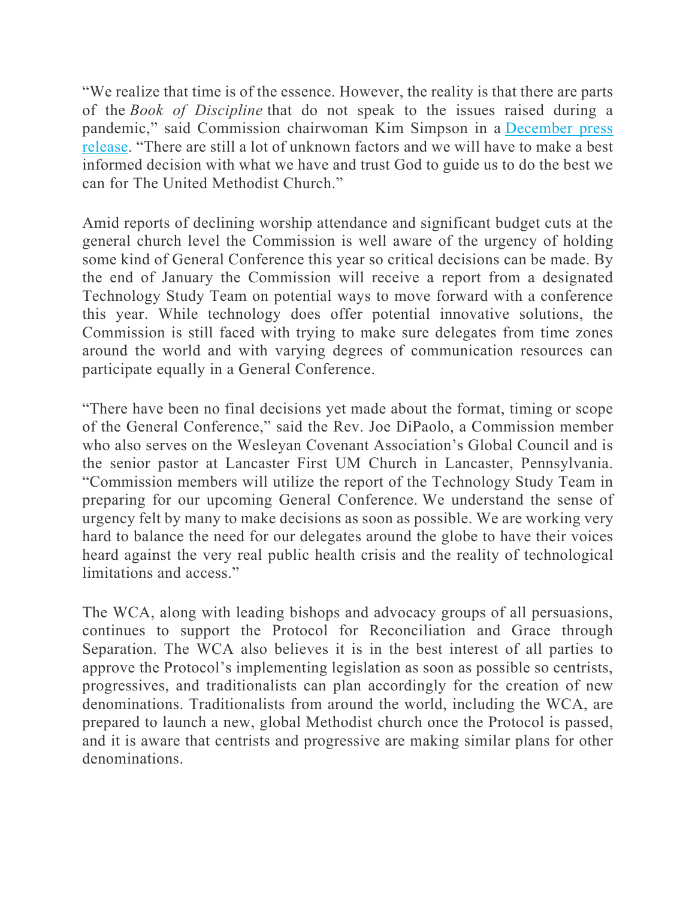"We realize that time is of the essence. However, the reality is that there are parts of the *Book of Discipline* that do not speak to the issues raised during a pandemic," said Commission chairwoman Kim Simpson in a [December press release](). "There are still a lot of unknown factors and we will have to make a best informed decision with what we have and trust God to guide us to do the best we can for The United Methodist Church."

Amid reports of declining worship attendance and significant budget cuts at the general church level the Commission is well aware of the urgency of holding some kind of General Conference this year so critical decisions can be made. By the end of January the Commission will receive a report from a designated Technology Study Team on potential ways to move forward with a conference this year. While technology does offer potential innovative solutions, the Commission is still faced with trying to make sure delegates from time zones around the world and with varying degrees of communication resources can participate equally in a General Conference.

"There have been no final decisions yet made about the format, timing or scope of the General Conference," said the Rev. Joe DiPaolo, a Commission member who also serves on the Wesleyan Covenant Association's Global Council and is the senior pastor at Lancaster First UM Church in Lancaster, Pennsylvania. "Commission members will utilize the report of the Technology Study Team in preparing for our upcoming General Conference. We understand the sense of urgency felt by many to make decisions as soon as possible. We are working very hard to balance the need for our delegates around the globe to have their voices heard against the very real public health crisis and the reality of technological limitations and access."

The WCA, along with leading bishops and advocacy groups of all persuasions, continues to support the Protocol for Reconciliation and Grace through Separation. The WCA also believes it is in the best interest of all parties to approve the Protocol's implementing legislation as soon as possible so centrists, progressives, and traditionalists can plan accordingly for the creation of new denominations. Traditionalists from around the world, including the WCA, are prepared to launch a new, global Methodist church once the Protocol is passed, and it is aware that centrists and progressive are making similar plans for other denominations.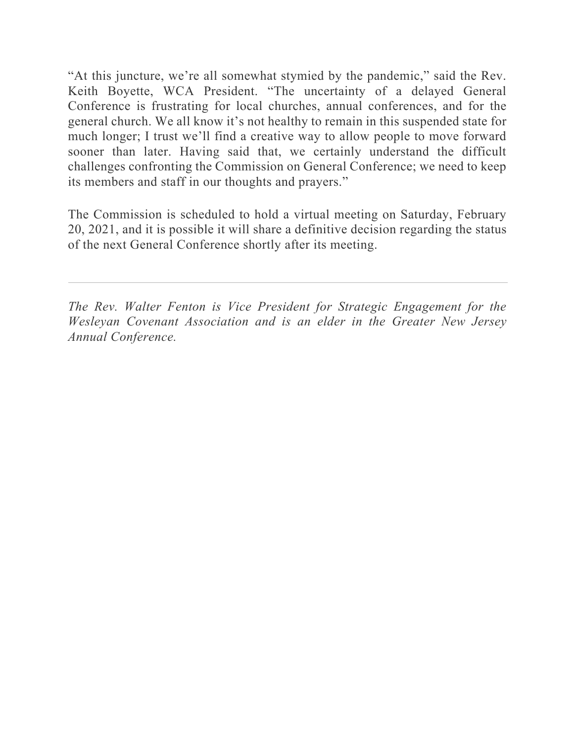"At this juncture, we're all somewhat stymied by the pandemic," said the Rev. Keith Boyette, WCA President. "The uncertainty of a delayed General Conference is frustrating for local churches, annual conferences, and for the general church. We all know it's not healthy to remain in this suspended state for much longer; I trust we'll find a creative way to allow people to move forward sooner than later. Having said that, we certainly understand the difficult challenges confronting the Commission on General Conference; we need to keep its members and staff in our thoughts and prayers."

The Commission is scheduled to hold a virtual meeting on Saturday, February 20, 2021, and it is possible it will share a definitive decision regarding the status of the next General Conference shortly after its meeting.

---

*The Rev. Walter Fenton is Vice President for Strategic Engagement for the Wesleyan Covenant Association and is an elder in the Greater New Jersey Annual Conference.*